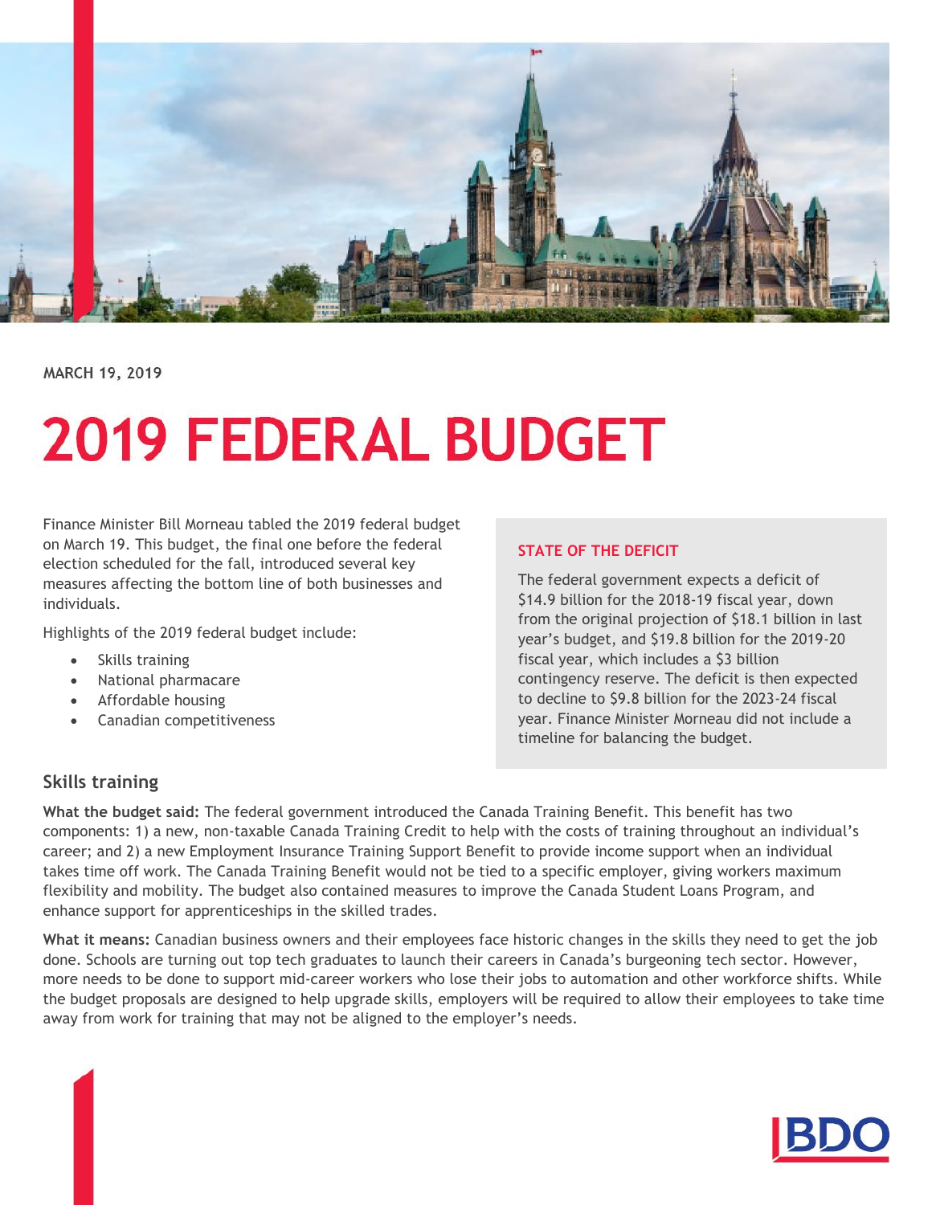MARCH 19, 2019

# 2019 FEDERAL BUDGET

Finance Minister Bill Morneau tabled the 2019 federal budget on March 19. This budget, the final one before the federal election scheduled for the fall, introduced several key measures affecting the bottom line of both businesses and individuals.

Highlights of the 2019 federal budget include:

- Skills training
- National pharmacare
- Affordable housing
- Canadian competitiveness

### STATE OF THE DEFICIT

The federal government expects a deficit of $14.9 billion for the 2018-19 fiscal year, down from the original projection of $18.1 billion in last year's budget, and $19.8 billion for the 2019-20 fiscal year, which includes a $3 billion contingency reserve. The deficit is then expected to decline to $9.8 billion for the 2023-24 fiscal year. Finance Minister Morneau did not include a timeline for balancing the budget.

## Skills training

**What the budget said:** The federal government introduced the Canada Training Benefit. This benefit has two components: 1) a new, non-taxable Canada Training Credit to help with the costs of training throughout an individual's career; and 2) a new Employment Insurance Training Support Benefit to provide income support when an individual takes time off work. The Canada Training Benefit would not be tied to a specific employer, giving workers maximum flexibility and mobility. The budget also contained measures to improve the Canada Student Loans Program, and enhance support for apprenticeships in the skilled trades.

**What it means:** Canadian business owners and their employees face historic changes in the skills they need to get the job done. Schools are turning out top tech graduates to launch their careers in Canada's burgeoning tech sector. However, more needs to be done to support mid-career workers who lose their jobs to automation and other workforce shifts. While the budget proposals are designed to help upgrade skills, employers will be required to allow their employees to take time away from work for training that may not be aligned to the employer's needs.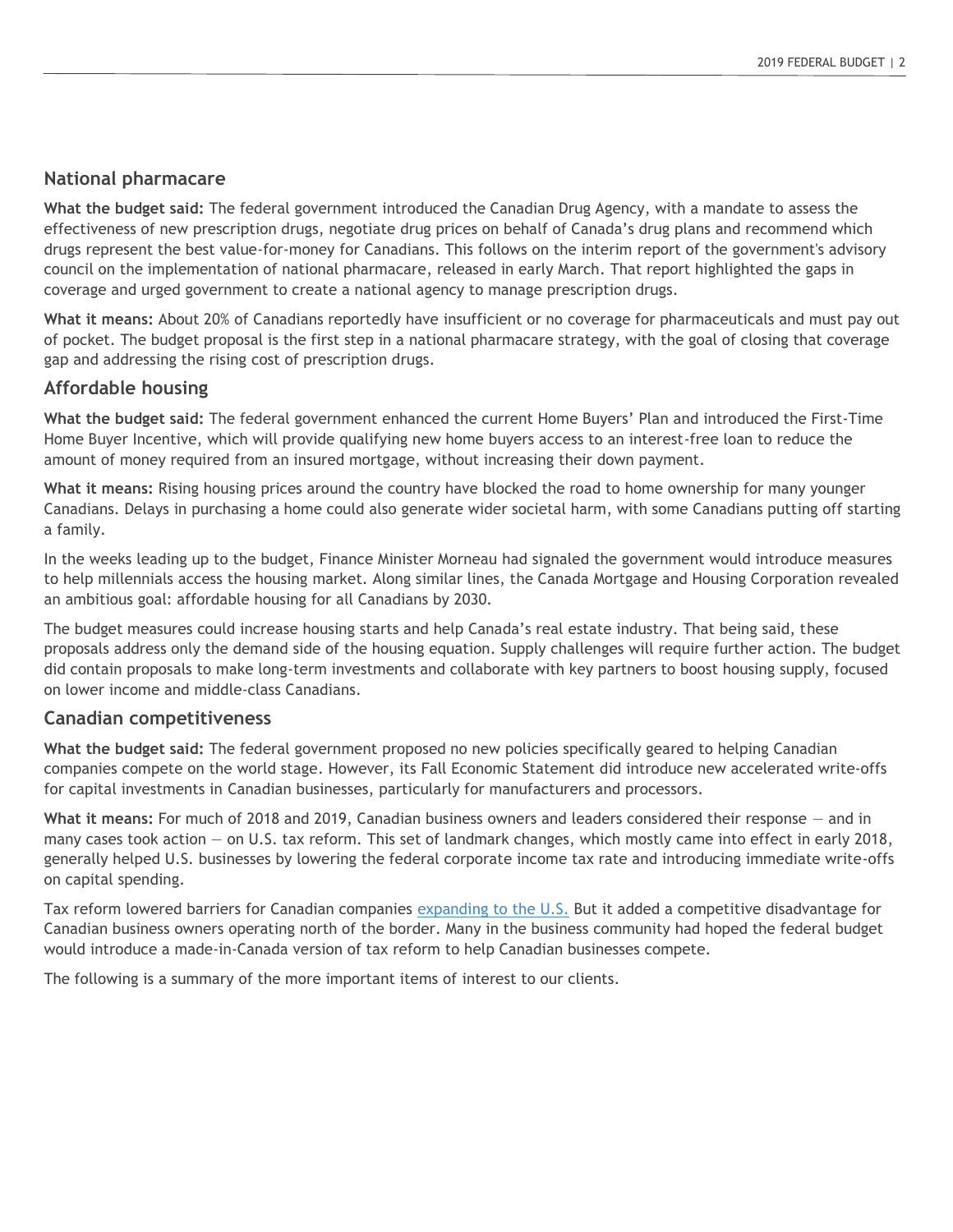## National pharmacare

**What the budget said:** The federal government introduced the Canadian Drug Agency, with a mandate to assess the effectiveness of new prescription drugs, negotiate drug prices on behalf of Canada's drug plans and recommend which drugs represent the best value-for-money for Canadians. This follows on the interim report of the government's advisory council on the implementation of national pharmacare, released in early March. That report highlighted the gaps in coverage and urged government to create a national agency to manage prescription drugs.

**What it means:** About 20% of Canadians reportedly have insufficient or no coverage for pharmaceuticals and must pay out of pocket. The budget proposal is the first step in a national pharmacare strategy, with the goal of closing that coverage gap and addressing the rising cost of prescription drugs.

## Affordable housing

**What the budget said:** The federal government enhanced the current Home Buyers' Plan and introduced the First-Time Home Buyer Incentive, which will provide qualifying new home buyers access to an interest-free loan to reduce the amount of money required from an insured mortgage, without increasing their down payment.

**What it means:** Rising housing prices around the country have blocked the road to home ownership for many younger Canadians. Delays in purchasing a home could also generate wider societal harm, with some Canadians putting off starting a family.

In the weeks leading up to the budget, Finance Minister Morneau had signaled the government would introduce measures to help millennials access the housing market. Along similar lines, the Canada Mortgage and Housing Corporation revealed an ambitious goal: affordable housing for all Canadians by 2030.

The budget measures could increase housing starts and help Canada's real estate industry. That being said, these proposals address only the demand side of the housing equation. Supply challenges will require further action. The budget did contain proposals to make long-term investments and collaborate with key partners to boost housing supply, focused on lower income and middle-class Canadians.

## Canadian competitiveness

**What the budget said:** The federal government proposed no new policies specifically geared to helping Canadian companies compete on the world stage. However, its Fall Economic Statement did introduce new accelerated write-offs for capital investments in Canadian businesses, particularly for manufacturers and processors.

**What it means:** For much of 2018 and 2019, Canadian business owners and leaders considered their response — and in many cases took action — on U.S. tax reform. This set of landmark changes, which mostly came into effect in early 2018, generally helped U.S. businesses by lowering the federal corporate income tax rate and introducing immediate write-offs on capital spending.

Tax reform lowered barriers for Canadian companies expanding to the U.S. But it added a competitive disadvantage for Canadian business owners operating north of the border. Many in the business community had hoped the federal budget would introduce a made-in-Canada version of tax reform to help Canadian businesses compete.

The following is a summary of the more important items of interest to our clients.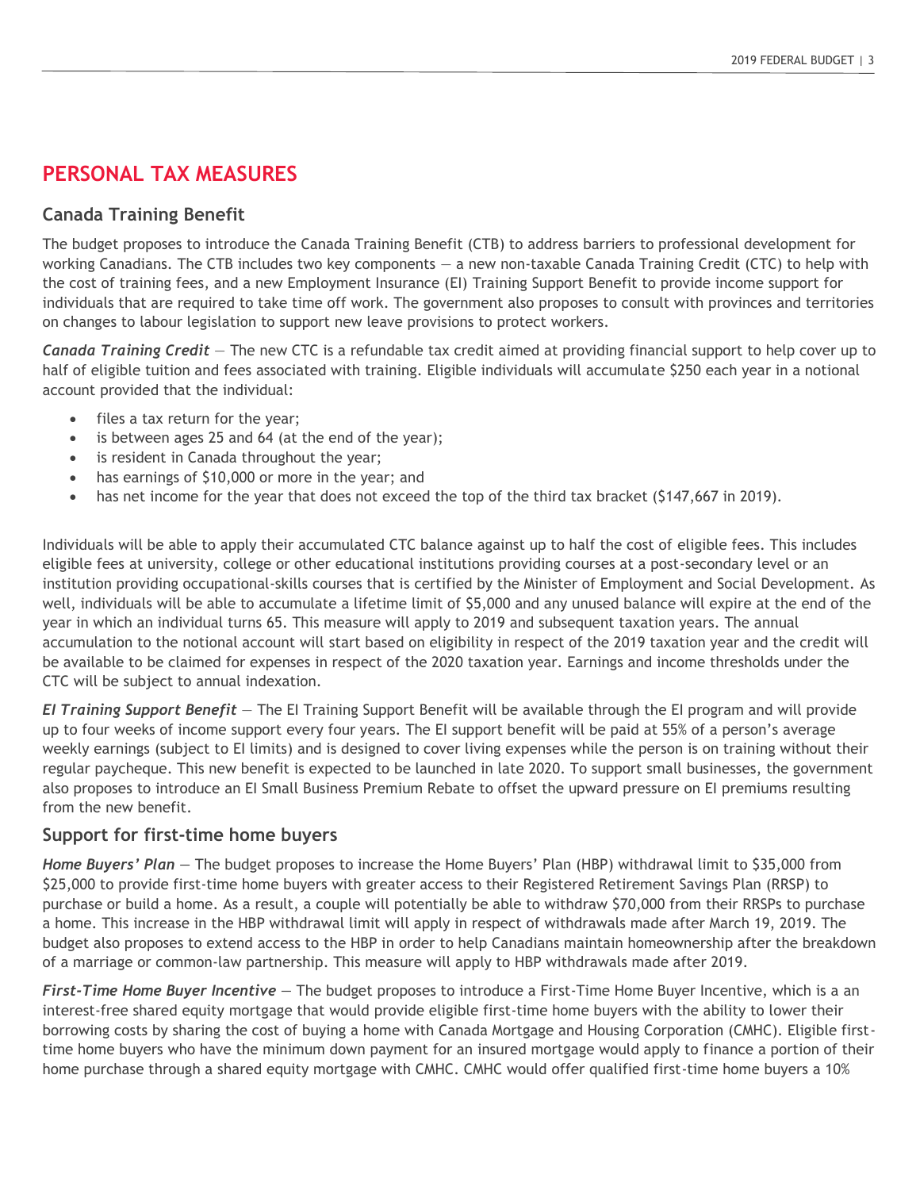# PERSONAL TAX MEASURES

## Canada Training Benefit

The budget proposes to introduce the Canada Training Benefit (CTB) to address barriers to professional development for working Canadians. The CTB includes two key components — a new non-taxable Canada Training Credit (CTC) to help with the cost of training fees, and a new Employment Insurance (EI) Training Support Benefit to provide income support for individuals that are required to take time off work. The government also proposes to consult with provinces and territories on changes to labour legislation to support new leave provisions to protect workers.

***Canada Training Credit*** — The new CTC is a refundable tax credit aimed at providing financial support to help cover up to half of eligible tuition and fees associated with training. Eligible individuals will accumulate $250 each year in a notional account provided that the individual:

- files a tax return for the year;
- is between ages 25 and 64 (at the end of the year);
- is resident in Canada throughout the year;
- has earnings of $10,000 or more in the year; and
- has net income for the year that does not exceed the top of the third tax bracket ($147,667 in 2019).

Individuals will be able to apply their accumulated CTC balance against up to half the cost of eligible fees. This includes eligible fees at university, college or other educational institutions providing courses at a post-secondary level or an institution providing occupational-skills courses that is certified by the Minister of Employment and Social Development. As well, individuals will be able to accumulate a lifetime limit of $5,000 and any unused balance will expire at the end of the year in which an individual turns 65. This measure will apply to 2019 and subsequent taxation years. The annual accumulation to the notional account will start based on eligibility in respect of the 2019 taxation year and the credit will be available to be claimed for expenses in respect of the 2020 taxation year. Earnings and income thresholds under the CTC will be subject to annual indexation.

***EI Training Support Benefit*** — The EI Training Support Benefit will be available through the EI program and will provide up to four weeks of income support every four years. The EI support benefit will be paid at 55% of a person's average weekly earnings (subject to EI limits) and is designed to cover living expenses while the person is on training without their regular paycheque. This new benefit is expected to be launched in late 2020. To support small businesses, the government also proposes to introduce an EI Small Business Premium Rebate to offset the upward pressure on EI premiums resulting from the new benefit.

## Support for first-time home buyers

***Home Buyers' Plan*** — The budget proposes to increase the Home Buyers' Plan (HBP) withdrawal limit to $35,000 from $25,000 to provide first-time home buyers with greater access to their Registered Retirement Savings Plan (RRSP) to purchase or build a home. As a result, a couple will potentially be able to withdraw $70,000 from their RRSPs to purchase a home. This increase in the HBP withdrawal limit will apply in respect of withdrawals made after March 19, 2019. The budget also proposes to extend access to the HBP in order to help Canadians maintain homeownership after the breakdown of a marriage or common-law partnership. This measure will apply to HBP withdrawals made after 2019.

***First-Time Home Buyer Incentive*** — The budget proposes to introduce a First-Time Home Buyer Incentive, which is a an interest-free shared equity mortgage that would provide eligible first-time home buyers with the ability to lower their borrowing costs by sharing the cost of buying a home with Canada Mortgage and Housing Corporation (CMHC). Eligible first-time home buyers who have the minimum down payment for an insured mortgage would apply to finance a portion of their home purchase through a shared equity mortgage with CMHC. CMHC would offer qualified first-time home buyers a 10%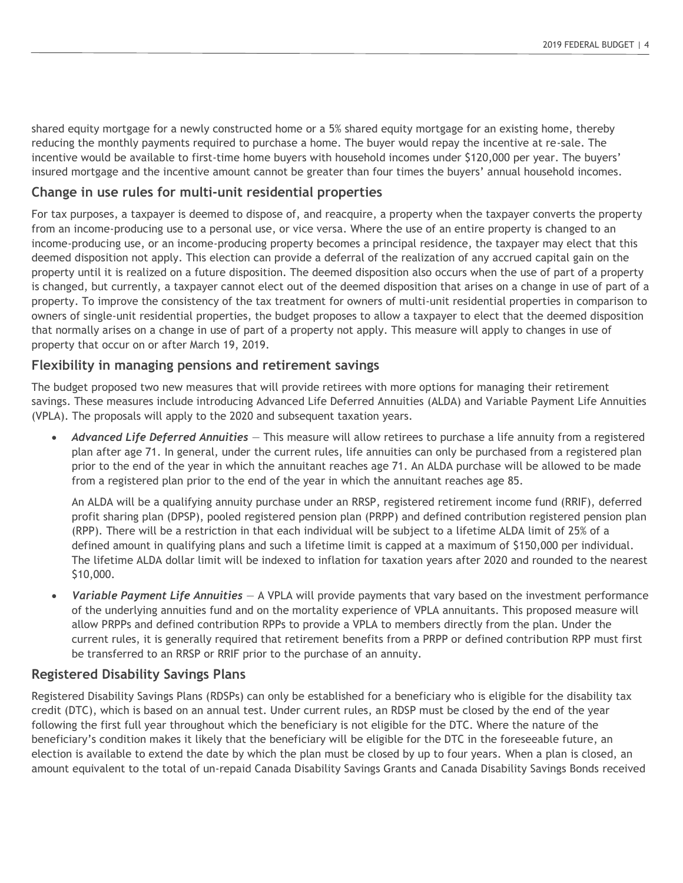shared equity mortgage for a newly constructed home or a 5% shared equity mortgage for an existing home, thereby reducing the monthly payments required to purchase a home. The buyer would repay the incentive at re-sale. The incentive would be available to first-time home buyers with household incomes under $120,000 per year. The buyers' insured mortgage and the incentive amount cannot be greater than four times the buyers' annual household incomes.

## Change in use rules for multi-unit residential properties

For tax purposes, a taxpayer is deemed to dispose of, and reacquire, a property when the taxpayer converts the property from an income-producing use to a personal use, or vice versa. Where the use of an entire property is changed to an income-producing use, or an income-producing property becomes a principal residence, the taxpayer may elect that this deemed disposition not apply. This election can provide a deferral of the realization of any accrued capital gain on the property until it is realized on a future disposition. The deemed disposition also occurs when the use of part of a property is changed, but currently, a taxpayer cannot elect out of the deemed disposition that arises on a change in use of part of a property. To improve the consistency of the tax treatment for owners of multi-unit residential properties in comparison to owners of single-unit residential properties, the budget proposes to allow a taxpayer to elect that the deemed disposition that normally arises on a change in use of part of a property not apply. This measure will apply to changes in use of property that occur on or after March 19, 2019.

## Flexibility in managing pensions and retirement savings

The budget proposed two new measures that will provide retirees with more options for managing their retirement savings. These measures include introducing Advanced Life Deferred Annuities (ALDA) and Variable Payment Life Annuities (VPLA). The proposals will apply to the 2020 and subsequent taxation years.

- ***Advanced Life Deferred Annuities*** — This measure will allow retirees to purchase a life annuity from a registered plan after age 71. In general, under the current rules, life annuities can only be purchased from a registered plan prior to the end of the year in which the annuitant reaches age 71. An ALDA purchase will be allowed to be made from a registered plan prior to the end of the year in which the annuitant reaches age 85.

  An ALDA will be a qualifying annuity purchase under an RRSP, registered retirement income fund (RRIF), deferred profit sharing plan (DPSP), pooled registered pension plan (PRPP) and defined contribution registered pension plan (RPP). There will be a restriction in that each individual will be subject to a lifetime ALDA limit of 25% of a defined amount in qualifying plans and such a lifetime limit is capped at a maximum of $150,000 per individual. The lifetime ALDA dollar limit will be indexed to inflation for taxation years after 2020 and rounded to the nearest $10,000.

- ***Variable Payment Life Annuities*** — A VPLA will provide payments that vary based on the investment performance of the underlying annuities fund and on the mortality experience of VPLA annuitants. This proposed measure will allow PRPPs and defined contribution RPPs to provide a VPLA to members directly from the plan. Under the current rules, it is generally required that retirement benefits from a PRPP or defined contribution RPP must first be transferred to an RRSP or RRIF prior to the purchase of an annuity.

## Registered Disability Savings Plans

Registered Disability Savings Plans (RDSPs) can only be established for a beneficiary who is eligible for the disability tax credit (DTC), which is based on an annual test. Under current rules, an RDSP must be closed by the end of the year following the first full year throughout which the beneficiary is not eligible for the DTC. Where the nature of the beneficiary's condition makes it likely that the beneficiary will be eligible for the DTC in the foreseeable future, an election is available to extend the date by which the plan must be closed by up to four years. When a plan is closed, an amount equivalent to the total of un-repaid Canada Disability Savings Grants and Canada Disability Savings Bonds received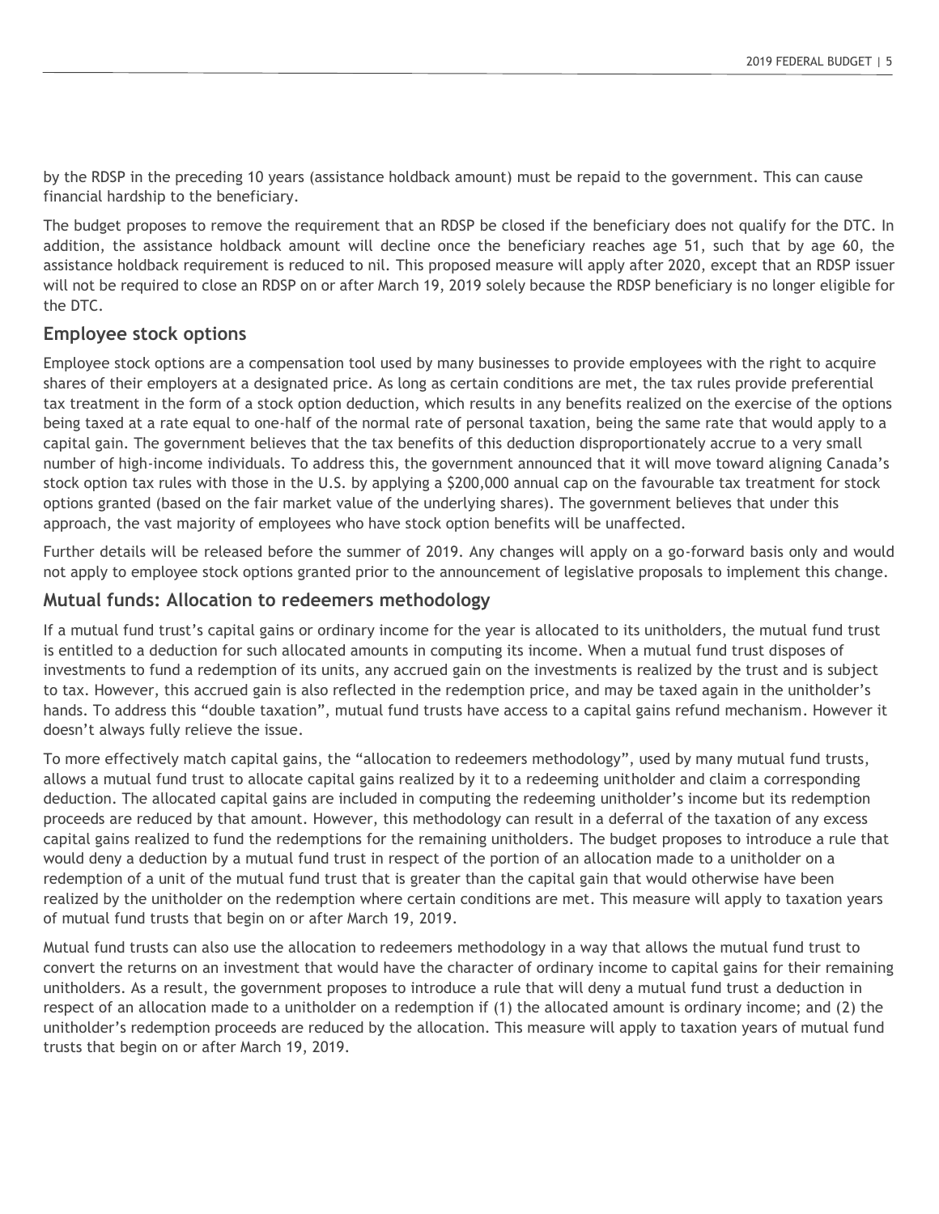by the RDSP in the preceding 10 years (assistance holdback amount) must be repaid to the government. This can cause financial hardship to the beneficiary.

The budget proposes to remove the requirement that an RDSP be closed if the beneficiary does not qualify for the DTC. In addition, the assistance holdback amount will decline once the beneficiary reaches age 51, such that by age 60, the assistance holdback requirement is reduced to nil. This proposed measure will apply after 2020, except that an RDSP issuer will not be required to close an RDSP on or after March 19, 2019 solely because the RDSP beneficiary is no longer eligible for the DTC.

## Employee stock options

Employee stock options are a compensation tool used by many businesses to provide employees with the right to acquire shares of their employers at a designated price. As long as certain conditions are met, the tax rules provide preferential tax treatment in the form of a stock option deduction, which results in any benefits realized on the exercise of the options being taxed at a rate equal to one-half of the normal rate of personal taxation, being the same rate that would apply to a capital gain. The government believes that the tax benefits of this deduction disproportionately accrue to a very small number of high-income individuals. To address this, the government announced that it will move toward aligning Canada's stock option tax rules with those in the U.S. by applying a $200,000 annual cap on the favourable tax treatment for stock options granted (based on the fair market value of the underlying shares). The government believes that under this approach, the vast majority of employees who have stock option benefits will be unaffected.

Further details will be released before the summer of 2019. Any changes will apply on a go-forward basis only and would not apply to employee stock options granted prior to the announcement of legislative proposals to implement this change.

## Mutual funds: Allocation to redeemers methodology

If a mutual fund trust's capital gains or ordinary income for the year is allocated to its unitholders, the mutual fund trust is entitled to a deduction for such allocated amounts in computing its income. When a mutual fund trust disposes of investments to fund a redemption of its units, any accrued gain on the investments is realized by the trust and is subject to tax. However, this accrued gain is also reflected in the redemption price, and may be taxed again in the unitholder's hands. To address this "double taxation", mutual fund trusts have access to a capital gains refund mechanism. However it doesn't always fully relieve the issue.

To more effectively match capital gains, the "allocation to redeemers methodology", used by many mutual fund trusts, allows a mutual fund trust to allocate capital gains realized by it to a redeeming unitholder and claim a corresponding deduction. The allocated capital gains are included in computing the redeeming unitholder's income but its redemption proceeds are reduced by that amount. However, this methodology can result in a deferral of the taxation of any excess capital gains realized to fund the redemptions for the remaining unitholders. The budget proposes to introduce a rule that would deny a deduction by a mutual fund trust in respect of the portion of an allocation made to a unitholder on a redemption of a unit of the mutual fund trust that is greater than the capital gain that would otherwise have been realized by the unitholder on the redemption where certain conditions are met. This measure will apply to taxation years of mutual fund trusts that begin on or after March 19, 2019.

Mutual fund trusts can also use the allocation to redeemers methodology in a way that allows the mutual fund trust to convert the returns on an investment that would have the character of ordinary income to capital gains for their remaining unitholders. As a result, the government proposes to introduce a rule that will deny a mutual fund trust a deduction in respect of an allocation made to a unitholder on a redemption if (1) the allocated amount is ordinary income; and (2) the unitholder's redemption proceeds are reduced by the allocation. This measure will apply to taxation years of mutual fund trusts that begin on or after March 19, 2019.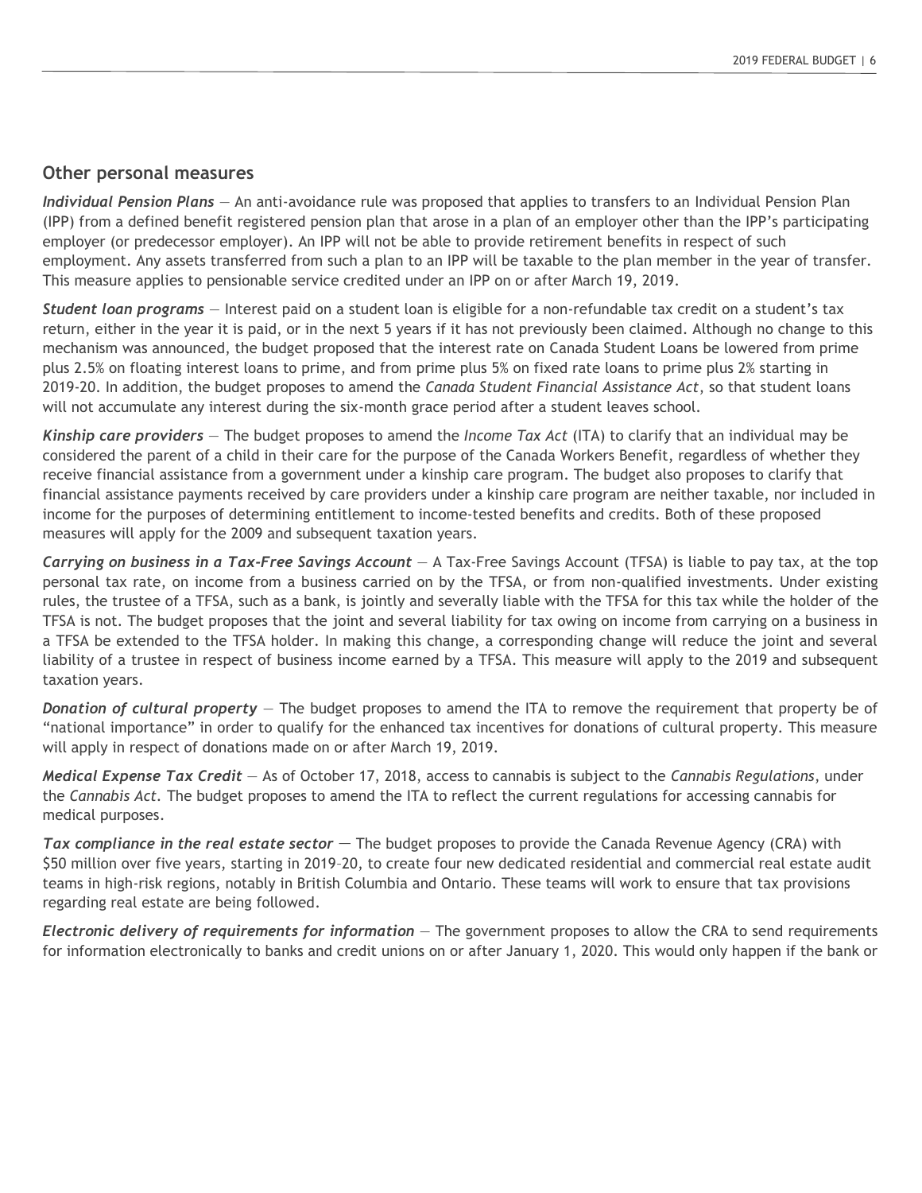## Other personal measures

***Individual Pension Plans*** — An anti-avoidance rule was proposed that applies to transfers to an Individual Pension Plan (IPP) from a defined benefit registered pension plan that arose in a plan of an employer other than the IPP's participating employer (or predecessor employer). An IPP will not be able to provide retirement benefits in respect of such employment. Any assets transferred from such a plan to an IPP will be taxable to the plan member in the year of transfer. This measure applies to pensionable service credited under an IPP on or after March 19, 2019.

***Student loan programs*** — Interest paid on a student loan is eligible for a non-refundable tax credit on a student's tax return, either in the year it is paid, or in the next 5 years if it has not previously been claimed. Although no change to this mechanism was announced, the budget proposed that the interest rate on Canada Student Loans be lowered from prime plus 2.5% on floating interest loans to prime, and from prime plus 5% on fixed rate loans to prime plus 2% starting in 2019-20. In addition, the budget proposes to amend the *Canada Student Financial Assistance Act*, so that student loans will not accumulate any interest during the six-month grace period after a student leaves school.

***Kinship care providers*** — The budget proposes to amend the *Income Tax Act* (ITA) to clarify that an individual may be considered the parent of a child in their care for the purpose of the Canada Workers Benefit, regardless of whether they receive financial assistance from a government under a kinship care program. The budget also proposes to clarify that financial assistance payments received by care providers under a kinship care program are neither taxable, nor included in income for the purposes of determining entitlement to income-tested benefits and credits. Both of these proposed measures will apply for the 2009 and subsequent taxation years.

***Carrying on business in a Tax-Free Savings Account*** — A Tax-Free Savings Account (TFSA) is liable to pay tax, at the top personal tax rate, on income from a business carried on by the TFSA, or from non-qualified investments. Under existing rules, the trustee of a TFSA, such as a bank, is jointly and severally liable with the TFSA for this tax while the holder of the TFSA is not. The budget proposes that the joint and several liability for tax owing on income from carrying on a business in a TFSA be extended to the TFSA holder. In making this change, a corresponding change will reduce the joint and several liability of a trustee in respect of business income earned by a TFSA. This measure will apply to the 2019 and subsequent taxation years.

***Donation of cultural property*** — The budget proposes to amend the ITA to remove the requirement that property be of "national importance" in order to qualify for the enhanced tax incentives for donations of cultural property. This measure will apply in respect of donations made on or after March 19, 2019.

***Medical Expense Tax Credit*** — As of October 17, 2018, access to cannabis is subject to the *Cannabis Regulations*, under the *Cannabis Act*. The budget proposes to amend the ITA to reflect the current regulations for accessing cannabis for medical purposes.

***Tax compliance in the real estate sector*** — The budget proposes to provide the Canada Revenue Agency (CRA) with $50 million over five years, starting in 2019–20, to create four new dedicated residential and commercial real estate audit teams in high-risk regions, notably in British Columbia and Ontario. These teams will work to ensure that tax provisions regarding real estate are being followed.

***Electronic delivery of requirements for information*** — The government proposes to allow the CRA to send requirements for information electronically to banks and credit unions on or after January 1, 2020. This would only happen if the bank or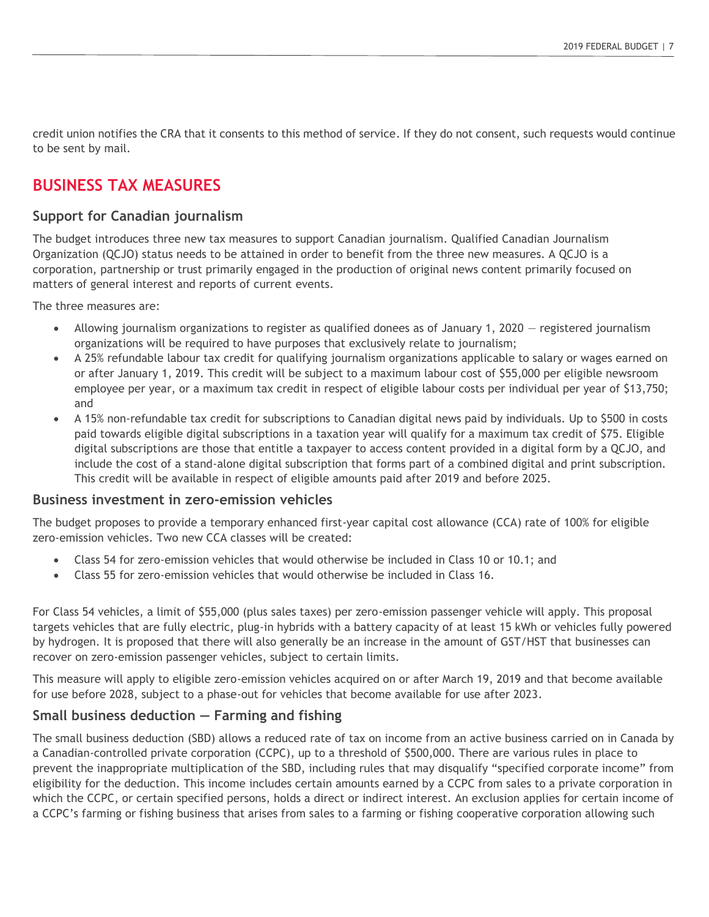credit union notifies the CRA that it consents to this method of service. If they do not consent, such requests would continue to be sent by mail.

# BUSINESS TAX MEASURES

## Support for Canadian journalism

The budget introduces three new tax measures to support Canadian journalism. Qualified Canadian Journalism Organization (QCJO) status needs to be attained in order to benefit from the three new measures. A QCJO is a corporation, partnership or trust primarily engaged in the production of original news content primarily focused on matters of general interest and reports of current events.

The three measures are:

- Allowing journalism organizations to register as qualified donees as of January 1, 2020 — registered journalism organizations will be required to have purposes that exclusively relate to journalism;
- A 25% refundable labour tax credit for qualifying journalism organizations applicable to salary or wages earned on or after January 1, 2019. This credit will be subject to a maximum labour cost of $55,000 per eligible newsroom employee per year, or a maximum tax credit in respect of eligible labour costs per individual per year of $13,750; and
- A 15% non-refundable tax credit for subscriptions to Canadian digital news paid by individuals. Up to $500 in costs paid towards eligible digital subscriptions in a taxation year will qualify for a maximum tax credit of $75. Eligible digital subscriptions are those that entitle a taxpayer to access content provided in a digital form by a QCJO, and include the cost of a stand-alone digital subscription that forms part of a combined digital and print subscription. This credit will be available in respect of eligible amounts paid after 2019 and before 2025.

## Business investment in zero-emission vehicles

The budget proposes to provide a temporary enhanced first-year capital cost allowance (CCA) rate of 100% for eligible zero-emission vehicles. Two new CCA classes will be created:

- Class 54 for zero-emission vehicles that would otherwise be included in Class 10 or 10.1; and
- Class 55 for zero-emission vehicles that would otherwise be included in Class 16.

For Class 54 vehicles, a limit of $55,000 (plus sales taxes) per zero-emission passenger vehicle will apply. This proposal targets vehicles that are fully electric, plug-in hybrids with a battery capacity of at least 15 kWh or vehicles fully powered by hydrogen. It is proposed that there will also generally be an increase in the amount of GST/HST that businesses can recover on zero-emission passenger vehicles, subject to certain limits.

This measure will apply to eligible zero-emission vehicles acquired on or after March 19, 2019 and that become available for use before 2028, subject to a phase-out for vehicles that become available for use after 2023.

## Small business deduction — Farming and fishing

The small business deduction (SBD) allows a reduced rate of tax on income from an active business carried on in Canada by a Canadian-controlled private corporation (CCPC), up to a threshold of $500,000. There are various rules in place to prevent the inappropriate multiplication of the SBD, including rules that may disqualify "specified corporate income" from eligibility for the deduction. This income includes certain amounts earned by a CCPC from sales to a private corporation in which the CCPC, or certain specified persons, holds a direct or indirect interest. An exclusion applies for certain income of a CCPC's farming or fishing business that arises from sales to a farming or fishing cooperative corporation allowing such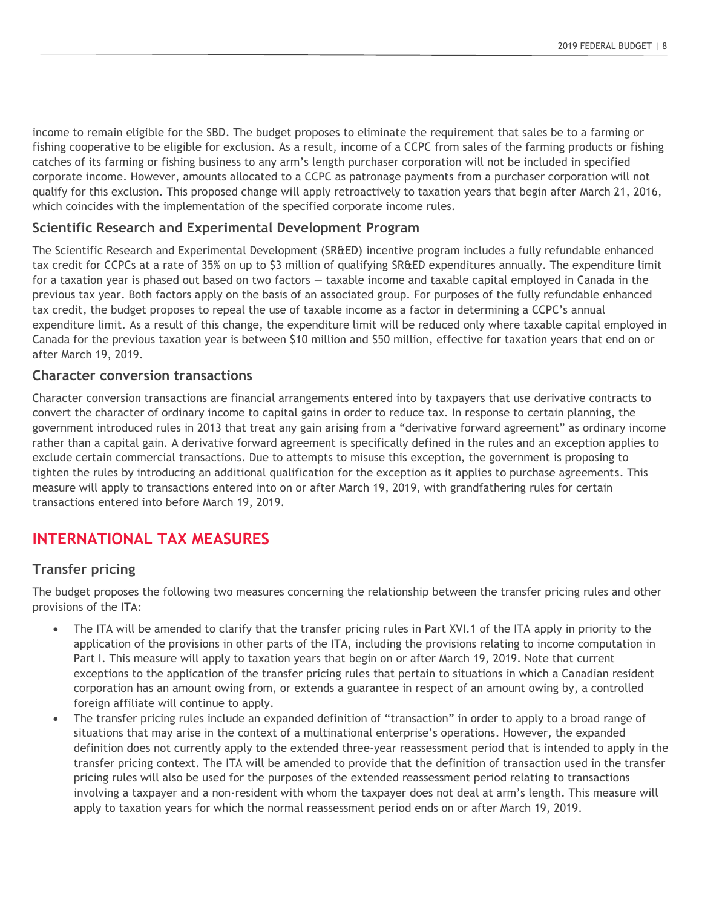income to remain eligible for the SBD. The budget proposes to eliminate the requirement that sales be to a farming or fishing cooperative to be eligible for exclusion. As a result, income of a CCPC from sales of the farming products or fishing catches of its farming or fishing business to any arm's length purchaser corporation will not be included in specified corporate income. However, amounts allocated to a CCPC as patronage payments from a purchaser corporation will not qualify for this exclusion. This proposed change will apply retroactively to taxation years that begin after March 21, 2016, which coincides with the implementation of the specified corporate income rules.

### Scientific Research and Experimental Development Program

The Scientific Research and Experimental Development (SR&ED) incentive program includes a fully refundable enhanced tax credit for CCPCs at a rate of 35% on up to $3 million of qualifying SR&ED expenditures annually. The expenditure limit for a taxation year is phased out based on two factors — taxable income and taxable capital employed in Canada in the previous tax year. Both factors apply on the basis of an associated group. For purposes of the fully refundable enhanced tax credit, the budget proposes to repeal the use of taxable income as a factor in determining a CCPC's annual expenditure limit. As a result of this change, the expenditure limit will be reduced only where taxable capital employed in Canada for the previous taxation year is between $10 million and $50 million, effective for taxation years that end on or after March 19, 2019.

### Character conversion transactions

Character conversion transactions are financial arrangements entered into by taxpayers that use derivative contracts to convert the character of ordinary income to capital gains in order to reduce tax. In response to certain planning, the government introduced rules in 2013 that treat any gain arising from a "derivative forward agreement" as ordinary income rather than a capital gain. A derivative forward agreement is specifically defined in the rules and an exception applies to exclude certain commercial transactions. Due to attempts to misuse this exception, the government is proposing to tighten the rules by introducing an additional qualification for the exception as it applies to purchase agreements. This measure will apply to transactions entered into on or after March 19, 2019, with grandfathering rules for certain transactions entered into before March 19, 2019.

## INTERNATIONAL TAX MEASURES

### Transfer pricing

The budget proposes the following two measures concerning the relationship between the transfer pricing rules and other provisions of the ITA:

- The ITA will be amended to clarify that the transfer pricing rules in Part XVI.1 of the ITA apply in priority to the application of the provisions in other parts of the ITA, including the provisions relating to income computation in Part I. This measure will apply to taxation years that begin on or after March 19, 2019. Note that current exceptions to the application of the transfer pricing rules that pertain to situations in which a Canadian resident corporation has an amount owing from, or extends a guarantee in respect of an amount owing by, a controlled foreign affiliate will continue to apply.
- The transfer pricing rules include an expanded definition of "transaction" in order to apply to a broad range of situations that may arise in the context of a multinational enterprise's operations. However, the expanded definition does not currently apply to the extended three-year reassessment period that is intended to apply in the transfer pricing context. The ITA will be amended to provide that the definition of transaction used in the transfer pricing rules will also be used for the purposes of the extended reassessment period relating to transactions involving a taxpayer and a non-resident with whom the taxpayer does not deal at arm's length. This measure will apply to taxation years for which the normal reassessment period ends on or after March 19, 2019.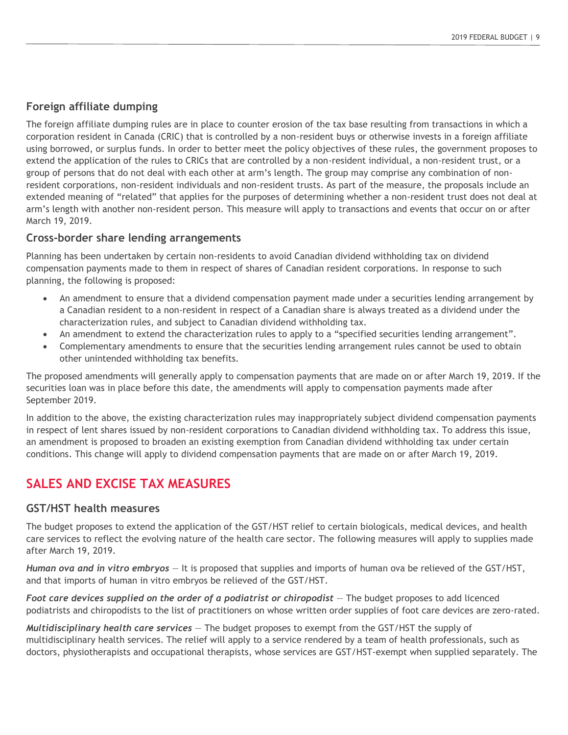### Foreign affiliate dumping

The foreign affiliate dumping rules are in place to counter erosion of the tax base resulting from transactions in which a corporation resident in Canada (CRIC) that is controlled by a non-resident buys or otherwise invests in a foreign affiliate using borrowed, or surplus funds. In order to better meet the policy objectives of these rules, the government proposes to extend the application of the rules to CRICs that are controlled by a non-resident individual, a non-resident trust, or a group of persons that do not deal with each other at arm's length. The group may comprise any combination of non-resident corporations, non-resident individuals and non-resident trusts. As part of the measure, the proposals include an extended meaning of "related" that applies for the purposes of determining whether a non-resident trust does not deal at arm's length with another non-resident person. This measure will apply to transactions and events that occur on or after March 19, 2019.

### Cross-border share lending arrangements

Planning has been undertaken by certain non-residents to avoid Canadian dividend withholding tax on dividend compensation payments made to them in respect of shares of Canadian resident corporations. In response to such planning, the following is proposed:

- An amendment to ensure that a dividend compensation payment made under a securities lending arrangement by a Canadian resident to a non-resident in respect of a Canadian share is always treated as a dividend under the characterization rules, and subject to Canadian dividend withholding tax.
- An amendment to extend the characterization rules to apply to a "specified securities lending arrangement".
- Complementary amendments to ensure that the securities lending arrangement rules cannot be used to obtain other unintended withholding tax benefits.

The proposed amendments will generally apply to compensation payments that are made on or after March 19, 2019. If the securities loan was in place before this date, the amendments will apply to compensation payments made after September 2019.

In addition to the above, the existing characterization rules may inappropriately subject dividend compensation payments in respect of lent shares issued by non-resident corporations to Canadian dividend withholding tax. To address this issue, an amendment is proposed to broaden an existing exemption from Canadian dividend withholding tax under certain conditions. This change will apply to dividend compensation payments that are made on or after March 19, 2019.

## SALES AND EXCISE TAX MEASURES

### GST/HST health measures

The budget proposes to extend the application of the GST/HST relief to certain biologicals, medical devices, and health care services to reflect the evolving nature of the health care sector. The following measures will apply to supplies made after March 19, 2019.

***Human ova and in vitro embryos*** — It is proposed that supplies and imports of human ova be relieved of the GST/HST, and that imports of human in vitro embryos be relieved of the GST/HST.

***Foot care devices supplied on the order of a podiatrist or chiropodist*** — The budget proposes to add licenced podiatrists and chiropodists to the list of practitioners on whose written order supplies of foot care devices are zero-rated.

***Multidisciplinary health care services*** — The budget proposes to exempt from the GST/HST the supply of multidisciplinary health services. The relief will apply to a service rendered by a team of health professionals, such as doctors, physiotherapists and occupational therapists, whose services are GST/HST-exempt when supplied separately. The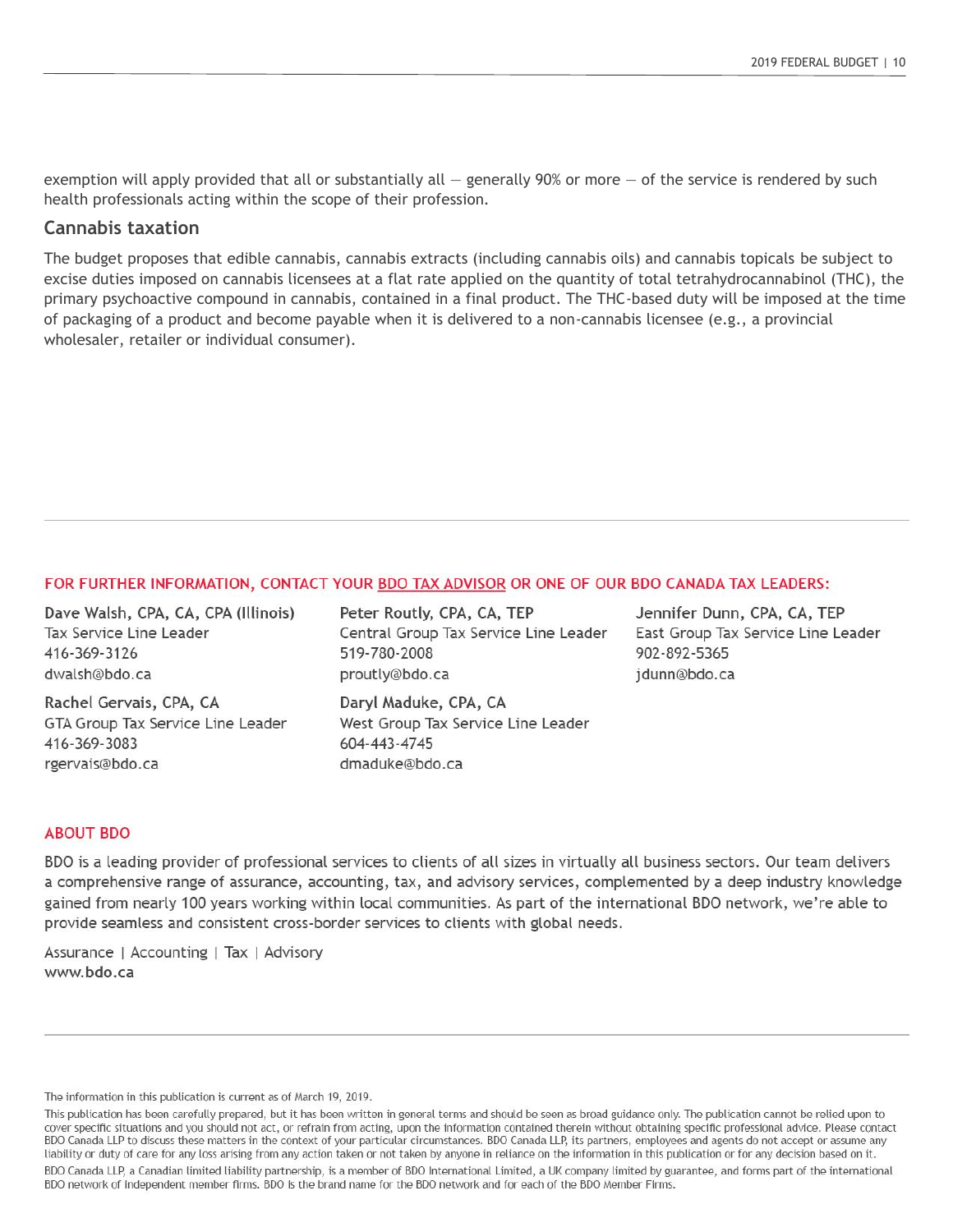exemption will apply provided that all or substantially all — generally 90% or more — of the service is rendered by such health professionals acting within the scope of their profession.

## Cannabis taxation

The budget proposes that edible cannabis, cannabis extracts (including cannabis oils) and cannabis topicals be subject to excise duties imposed on cannabis licensees at a flat rate applied on the quantity of total tetrahydrocannabinol (THC), the primary psychoactive compound in cannabis, contained in a final product. The THC-based duty will be imposed at the time of packaging of a product and become payable when it is delivered to a non-cannabis licensee (e.g., a provincial wholesaler, retailer or individual consumer).

---

**FOR FURTHER INFORMATION, CONTACT YOUR BDO TAX ADVISOR OR ONE OF OUR BDO CANADA TAX LEADERS:**

**Dave Walsh, CPA, CA, CPA (Illinois)**
Tax Service Line Leader
416-369-3126
dwalsh@bdo.ca

**Peter Routly, CPA, CA, TEP**
Central Group Tax Service Line Leader
519-780-2008
proutly@bdo.ca

**Jennifer Dunn, CPA, CA, TEP**
East Group Tax Service Line Leader
902-892-5365
jdunn@bdo.ca

**Rachel Gervais, CPA, CA**
GTA Group Tax Service Line Leader
416-369-3083
rgervais@bdo.ca

**Daryl Maduke, CPA, CA**
West Group Tax Service Line Leader
604-443-4745
dmaduke@bdo.ca

**ABOUT BDO**

BDO is a leading provider of professional services to clients of all sizes in virtually all business sectors. Our team delivers a comprehensive range of assurance, accounting, tax, and advisory services, complemented by a deep industry knowledge gained from nearly 100 years working within local communities. As part of the international BDO network, we're able to provide seamless and consistent cross-border services to clients with global needs.

Assurance | Accounting | Tax | Advisory
**www.bdo.ca**

---

The information in this publication is current as of March 19, 2019.

This publication has been carefully prepared, but it has been written in general terms and should be seen as broad guidance only. The publication cannot be relied upon to cover specific situations and you should not act, or refrain from acting, upon the information contained therein without obtaining specific professional advice. Please contact BDO Canada LLP to discuss these matters in the context of your particular circumstances. BDO Canada LLP, its partners, employees and agents do not accept or assume any liability or duty of care for any loss arising from any action taken or not taken by anyone in reliance on the information in this publication or for any decision based on it.

BDO Canada LLP, a Canadian limited liability partnership, is a member of BDO International Limited, a UK company limited by guarantee, and forms part of the international BDO network of independent member firms. BDO is the brand name for the BDO network and for each of the BDO Member Firms.